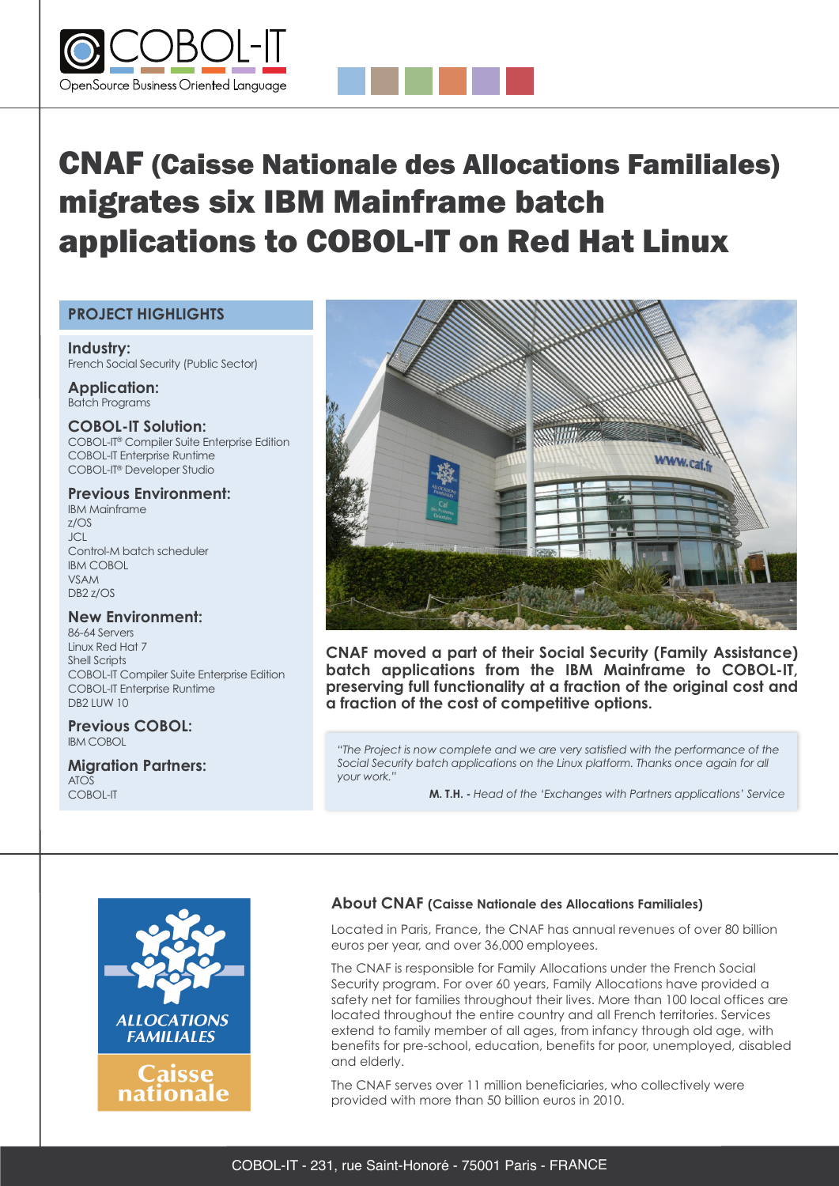# CNAF (Caisse Nationale des Allocations Familiales) migrates six IBM Mainframe batch applications to COBOL-IT on Red Hat Linux

## PROJECT HIGHLIGHTS

**Industry:**
French Social Security (Public Sector)

**Application:**
Batch Programs

**COBOL-IT Solution:**
COBOL-IT® Compiler Suite Enterprise Edition
COBOL-IT Enterprise Runtime
COBOL-IT® Developer Studio

**Previous Environment:**
IBM Mainframe
z/OS
JCL
Control-M batch scheduler
IBM COBOL
VSAM
DB2 z/OS

**New Environment:**
86-64 Servers
Linux Red Hat 7
Shell Scripts
COBOL-IT Compiler Suite Enterprise Edition
COBOL-IT Enterprise Runtime
DB2 LUW 10

**Previous COBOL:**
IBM COBOL

**Migration Partners:**
ATOS
COBOL-IT

**CNAF moved a part of their Social Security (Family Assistance) batch applications from the IBM Mainframe to COBOL-IT, preserving full functionality at a fraction of the original cost and a fraction of the cost of competitive options.**

> *"The Project is now complete and we are very satisfied with the performance of the Social Security batch applications on the Linux platform. Thanks once again for all your work."*
>
> **M. T.H. -** *Head of the 'Exchanges with Partners applications' Service*

### About CNAF (Caisse Nationale des Allocations Familiales)

Located in Paris, France, the CNAF has annual revenues of over 80 billion euros per year, and over 36,000 employees.

The CNAF is responsible for Family Allocations under the French Social Security program. For over 60 years, Family Allocations have provided a safety net for families throughout their lives. More than 100 local offices are located throughout the entire country and all French territories. Services extend to family member of all ages, from infancy through old age, with benefits for pre-school, education, benefits for poor, unemployed, disabled and elderly.

The CNAF serves over 11 million beneficiaries, who collectively were provided with more than 50 billion euros in 2010.

COBOL-IT - 231, rue Saint-Honoré - 75001 Paris - FRANCE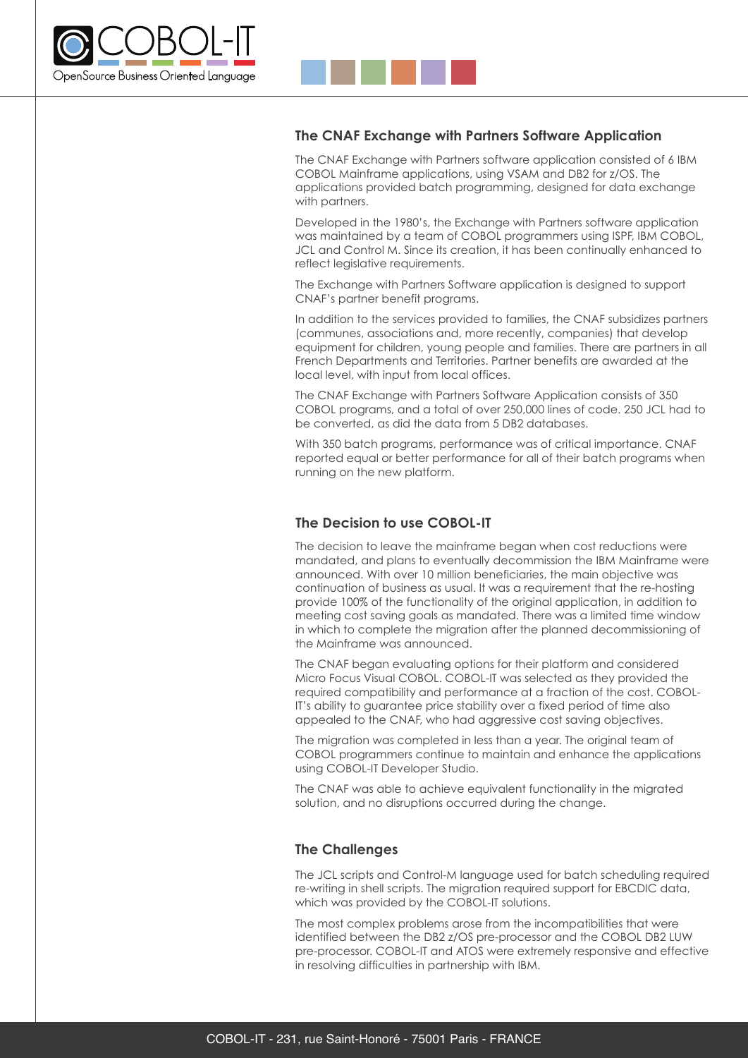## The CNAF Exchange with Partners Software Application

The CNAF Exchange with Partners software application consisted of 6 IBM COBOL Mainframe applications, using VSAM and DB2 for z/OS. The applications provided batch programming, designed for data exchange with partners.

Developed in the 1980's, the Exchange with Partners software application was maintained by a team of COBOL programmers using ISPF, IBM COBOL, JCL and Control M. Since its creation, it has been continually enhanced to reflect legislative requirements.

The Exchange with Partners Software application is designed to support CNAF's partner benefit programs.

In addition to the services provided to families, the CNAF subsidizes partners (communes, associations and, more recently, companies) that develop equipment for children, young people and families. There are partners in all French Departments and Territories. Partner benefits are awarded at the local level, with input from local offices.

The CNAF Exchange with Partners Software Application consists of 350 COBOL programs, and a total of over 250,000 lines of code. 250 JCL had to be converted, as did the data from 5 DB2 databases.

With 350 batch programs, performance was of critical importance. CNAF reported equal or better performance for all of their batch programs when running on the new platform.

## The Decision to use COBOL-IT

The decision to leave the mainframe began when cost reductions were mandated, and plans to eventually decommission the IBM Mainframe were announced. With over 10 million beneficiaries, the main objective was continuation of business as usual. It was a requirement that the re-hosting provide 100% of the functionality of the original application, in addition to meeting cost saving goals as mandated. There was a limited time window in which to complete the migration after the planned decommissioning of the Mainframe was announced.

The CNAF began evaluating options for their platform and considered Micro Focus Visual COBOL. COBOL-IT was selected as they provided the required compatibility and performance at a fraction of the cost. COBOL-IT's ability to guarantee price stability over a fixed period of time also appealed to the CNAF, who had aggressive cost saving objectives.

The migration was completed in less than a year. The original team of COBOL programmers continue to maintain and enhance the applications using COBOL-IT Developer Studio.

The CNAF was able to achieve equivalent functionality in the migrated solution, and no disruptions occurred during the change.

## The Challenges

The JCL scripts and Control-M language used for batch scheduling required re-writing in shell scripts. The migration required support for EBCDIC data, which was provided by the COBOL-IT solutions.

The most complex problems arose from the incompatibilities that were identified between the DB2 z/OS pre-processor and the COBOL DB2 LUW pre-processor. COBOL-IT and ATOS were extremely responsive and effective in resolving difficulties in partnership with IBM.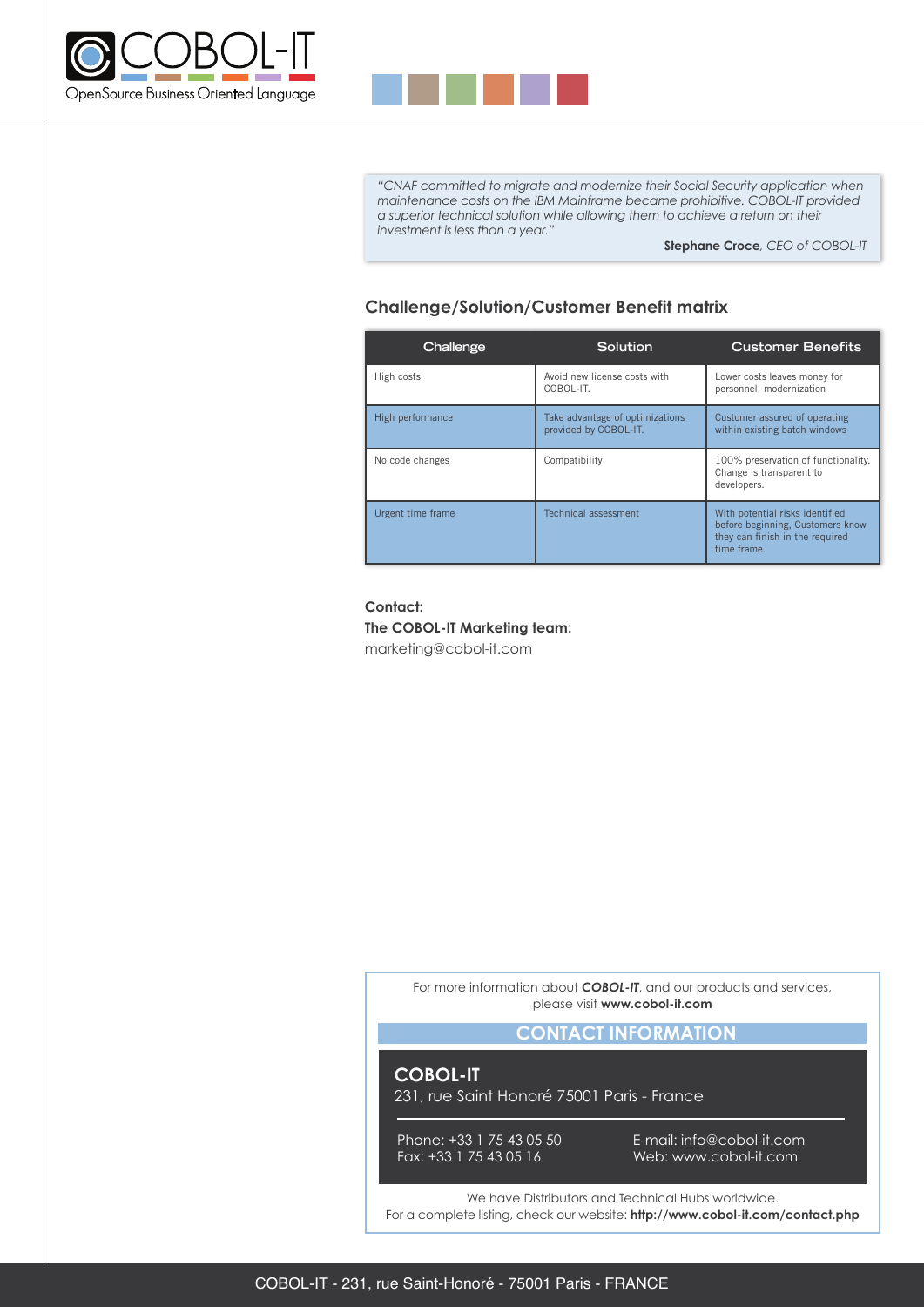> *"CNAF committed to migrate and modernize their Social Security application when maintenance costs on the IBM Mainframe became prohibitive. COBOL-IT provided a superior technical solution while allowing them to achieve a return on their investment is less than a year."*
>
> **Stephane Croce**, *CEO of COBOL-IT*

## Challenge/Solution/Customer Benefit matrix

| Challenge | Solution | Customer Benefits |
|---|---|---|
| High costs | Avoid new license costs with COBOL-IT. | Lower costs leaves money for personnel, modernization |
| High performance | Take advantage of optimizations provided by COBOL-IT. | Customer assured of operating within existing batch windows |
| No code changes | Compatibility | 100% preservation of functionality. Change is transparent to developers. |
| Urgent time frame | Technical assessment | With potential risks identified before beginning, Customers know they can finish in the required time frame. |

**Contact:**
**The COBOL-IT Marketing team:**
marketing@cobol-it.com

For more information about ***COBOL-IT***, and our products and services, please visit **www.cobol-it.com**

### CONTACT INFORMATION

**COBOL-IT**
231, rue Saint Honoré 75001 Paris - France

Phone: +33 1 75 43 05 50
Fax: +33 1 75 43 05 16

E-mail: info@cobol-it.com
Web: www.cobol-it.com

We have Distributors and Technical Hubs worldwide.
For a complete listing, check our website: **http://www.cobol-it.com/contact.php**

COBOL-IT - 231, rue Saint-Honoré - 75001 Paris - FRANCE